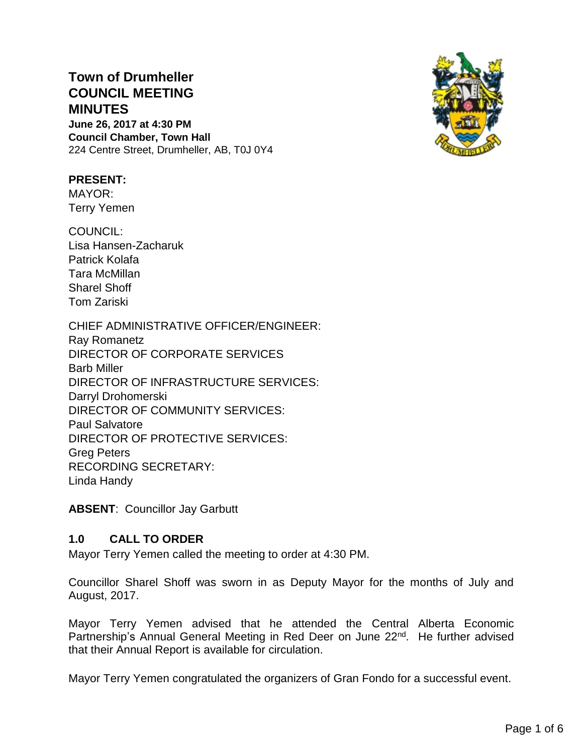# Town of Drumheller
# COUNCIL MEETING MINUTES

**June 26, 2017 at 4:30 PM**
**Council Chamber, Town Hall**
224 Centre Street, Drumheller, AB, T0J 0Y4

**PRESENT:**
MAYOR:
Terry Yemen

COUNCIL:
Lisa Hansen-Zacharuk
Patrick Kolafa
Tara McMillan
Sharel Shoff
Tom Zariski

CHIEF ADMINISTRATIVE OFFICER/ENGINEER:
Ray Romanetz
DIRECTOR OF CORPORATE SERVICES
Barb Miller
DIRECTOR OF INFRASTRUCTURE SERVICES:
Darryl Drohomerski
DIRECTOR OF COMMUNITY SERVICES:
Paul Salvatore
DIRECTOR OF PROTECTIVE SERVICES:
Greg Peters
RECORDING SECRETARY:
Linda Handy

**ABSENT**: Councillor Jay Garbutt

## 1.0 CALL TO ORDER

Mayor Terry Yemen called the meeting to order at 4:30 PM.

Councillor Sharel Shoff was sworn in as Deputy Mayor for the months of July and August, 2017.

Mayor Terry Yemen advised that he attended the Central Alberta Economic Partnership's Annual General Meeting in Red Deer on June 22nd. He further advised that their Annual Report is available for circulation.

Mayor Terry Yemen congratulated the organizers of Gran Fondo for a successful event.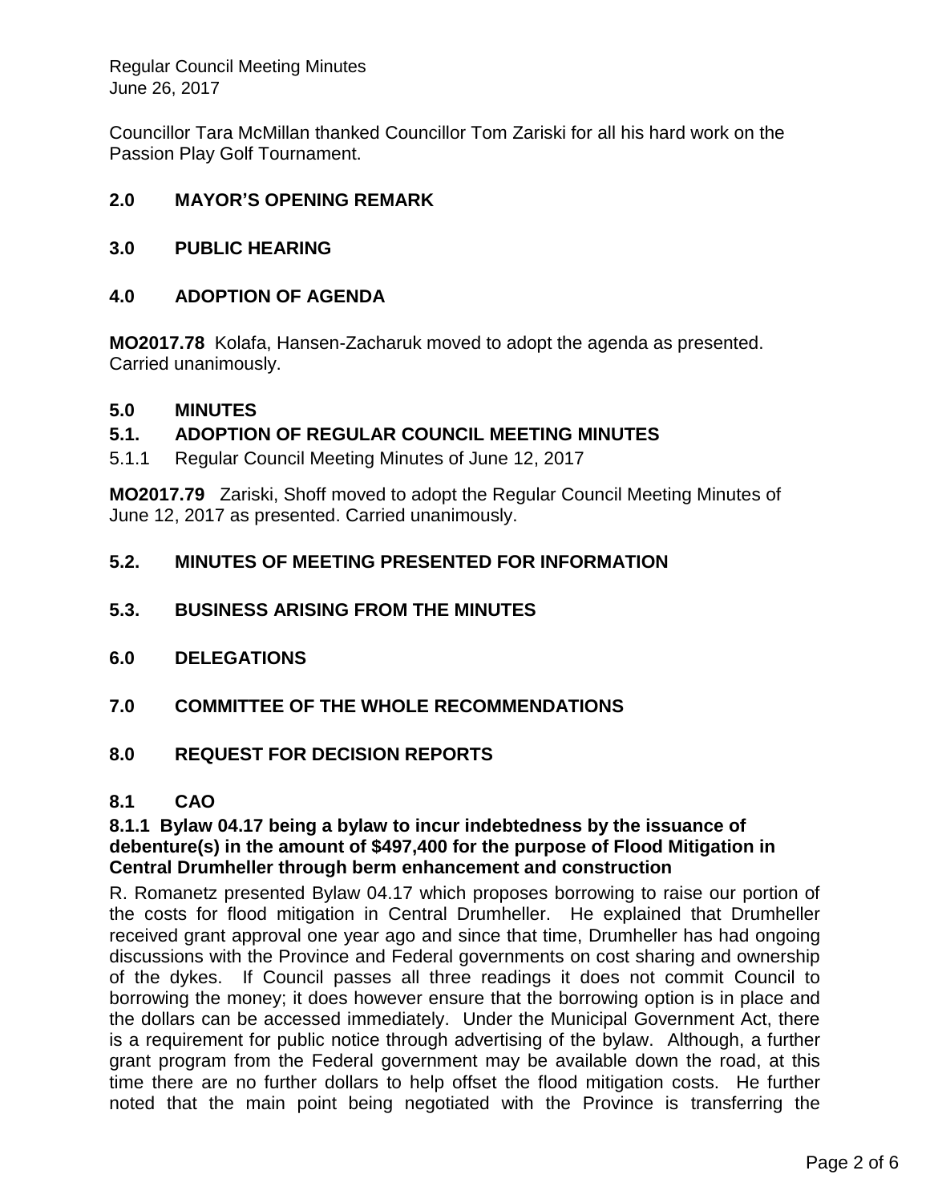Councillor Tara McMillan thanked Councillor Tom Zariski for all his hard work on the Passion Play Golf Tournament.

## 2.0 MAYOR'S OPENING REMARK

## 3.0 PUBLIC HEARING

## 4.0 ADOPTION OF AGENDA

**MO2017.78** Kolafa, Hansen-Zacharuk moved to adopt the agenda as presented. Carried unanimously.

## 5.0 MINUTES

### 5.1. ADOPTION OF REGULAR COUNCIL MEETING MINUTES

5.1.1 Regular Council Meeting Minutes of June 12, 2017

**MO2017.79** Zariski, Shoff moved to adopt the Regular Council Meeting Minutes of June 12, 2017 as presented. Carried unanimously.

### 5.2. MINUTES OF MEETING PRESENTED FOR INFORMATION

### 5.3. BUSINESS ARISING FROM THE MINUTES

## 6.0 DELEGATIONS

## 7.0 COMMITTEE OF THE WHOLE RECOMMENDATIONS

## 8.0 REQUEST FOR DECISION REPORTS

### 8.1 CAO

#### 8.1.1 Bylaw 04.17 being a bylaw to incur indebtedness by the issuance of debenture(s) in the amount of $497,400 for the purpose of Flood Mitigation in Central Drumheller through berm enhancement and construction

R. Romanetz presented Bylaw 04.17 which proposes borrowing to raise our portion of the costs for flood mitigation in Central Drumheller. He explained that Drumheller received grant approval one year ago and since that time, Drumheller has had ongoing discussions with the Province and Federal governments on cost sharing and ownership of the dykes. If Council passes all three readings it does not commit Council to borrowing the money; it does however ensure that the borrowing option is in place and the dollars can be accessed immediately. Under the Municipal Government Act, there is a requirement for public notice through advertising of the bylaw. Although, a further grant program from the Federal government may be available down the road, at this time there are no further dollars to help offset the flood mitigation costs. He further noted that the main point being negotiated with the Province is transferring the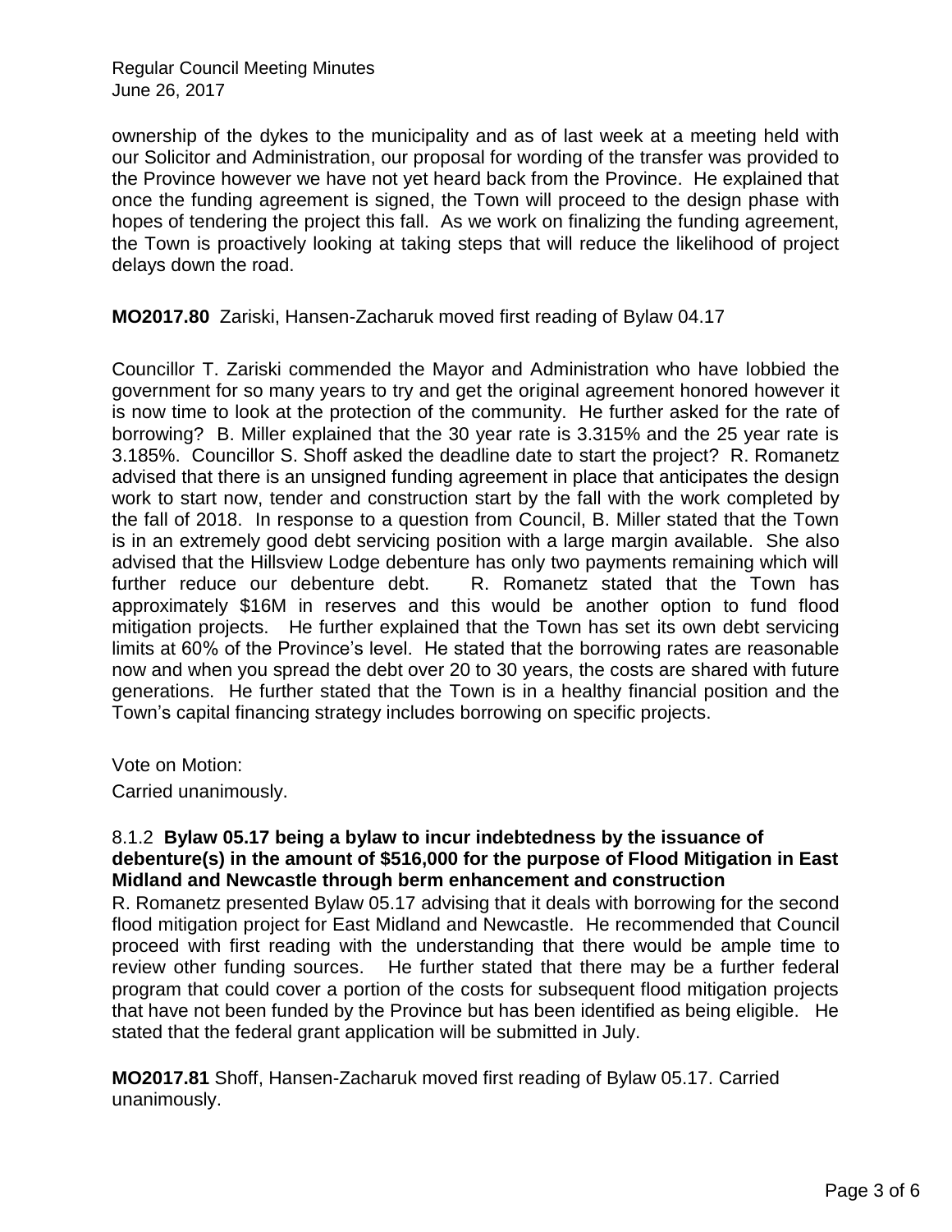ownership of the dykes to the municipality and as of last week at a meeting held with our Solicitor and Administration, our proposal for wording of the transfer was provided to the Province however we have not yet heard back from the Province. He explained that once the funding agreement is signed, the Town will proceed to the design phase with hopes of tendering the project this fall. As we work on finalizing the funding agreement, the Town is proactively looking at taking steps that will reduce the likelihood of project delays down the road.

**MO2017.80** Zariski, Hansen-Zacharuk moved first reading of Bylaw 04.17

Councillor T. Zariski commended the Mayor and Administration who have lobbied the government for so many years to try and get the original agreement honored however it is now time to look at the protection of the community. He further asked for the rate of borrowing? B. Miller explained that the 30 year rate is 3.315% and the 25 year rate is 3.185%. Councillor S. Shoff asked the deadline date to start the project? R. Romanetz advised that there is an unsigned funding agreement in place that anticipates the design work to start now, tender and construction start by the fall with the work completed by the fall of 2018. In response to a question from Council, B. Miller stated that the Town is in an extremely good debt servicing position with a large margin available. She also advised that the Hillsview Lodge debenture has only two payments remaining which will further reduce our debenture debt. R. Romanetz stated that the Town has approximately $16M in reserves and this would be another option to fund flood mitigation projects. He further explained that the Town has set its own debt servicing limits at 60% of the Province's level. He stated that the borrowing rates are reasonable now and when you spread the debt over 20 to 30 years, the costs are shared with future generations. He further stated that the Town is in a healthy financial position and the Town's capital financing strategy includes borrowing on specific projects.

Vote on Motion:

Carried unanimously.

8.1.2 **Bylaw 05.17 being a bylaw to incur indebtedness by the issuance of debenture(s) in the amount of $516,000 for the purpose of Flood Mitigation in East Midland and Newcastle through berm enhancement and construction**

R. Romanetz presented Bylaw 05.17 advising that it deals with borrowing for the second flood mitigation project for East Midland and Newcastle. He recommended that Council proceed with first reading with the understanding that there would be ample time to review other funding sources. He further stated that there may be a further federal program that could cover a portion of the costs for subsequent flood mitigation projects that have not been funded by the Province but has been identified as being eligible. He stated that the federal grant application will be submitted in July.

**MO2017.81** Shoff, Hansen-Zacharuk moved first reading of Bylaw 05.17. Carried unanimously.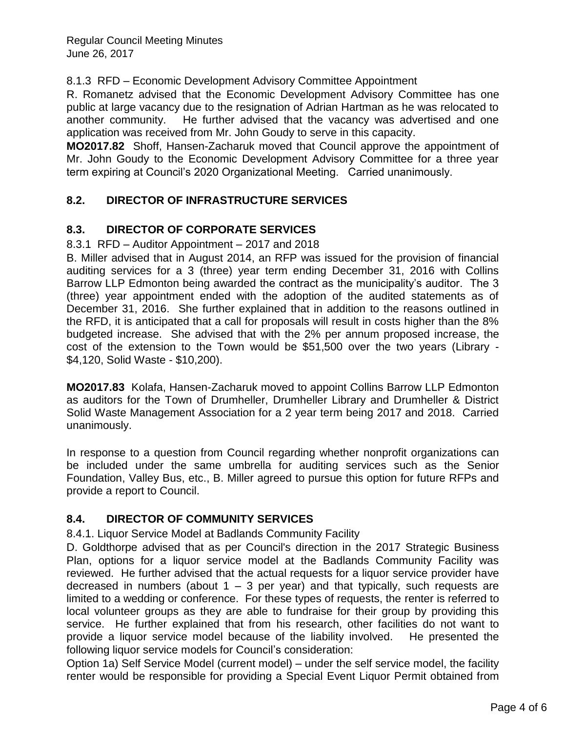8.1.3 RFD – Economic Development Advisory Committee Appointment

R. Romanetz advised that the Economic Development Advisory Committee has one public at large vacancy due to the resignation of Adrian Hartman as he was relocated to another community. He further advised that the vacancy was advertised and one application was received from Mr. John Goudy to serve in this capacity.

**MO2017.82** Shoff, Hansen-Zacharuk moved that Council approve the appointment of Mr. John Goudy to the Economic Development Advisory Committee for a three year term expiring at Council's 2020 Organizational Meeting. Carried unanimously.

## 8.2. DIRECTOR OF INFRASTRUCTURE SERVICES

## 8.3. DIRECTOR OF CORPORATE SERVICES

8.3.1 RFD – Auditor Appointment – 2017 and 2018

B. Miller advised that in August 2014, an RFP was issued for the provision of financial auditing services for a 3 (three) year term ending December 31, 2016 with Collins Barrow LLP Edmonton being awarded the contract as the municipality's auditor. The 3 (three) year appointment ended with the adoption of the audited statements as of December 31, 2016. She further explained that in addition to the reasons outlined in the RFD, it is anticipated that a call for proposals will result in costs higher than the 8% budgeted increase. She advised that with the 2% per annum proposed increase, the cost of the extension to the Town would be $51,500 over the two years (Library - $4,120, Solid Waste - $10,200).

**MO2017.83** Kolafa, Hansen-Zacharuk moved to appoint Collins Barrow LLP Edmonton as auditors for the Town of Drumheller, Drumheller Library and Drumheller & District Solid Waste Management Association for a 2 year term being 2017 and 2018. Carried unanimously.

In response to a question from Council regarding whether nonprofit organizations can be included under the same umbrella for auditing services such as the Senior Foundation, Valley Bus, etc., B. Miller agreed to pursue this option for future RFPs and provide a report to Council.

## 8.4. DIRECTOR OF COMMUNITY SERVICES

8.4.1. Liquor Service Model at Badlands Community Facility

D. Goldthorpe advised that as per Council's direction in the 2017 Strategic Business Plan, options for a liquor service model at the Badlands Community Facility was reviewed. He further advised that the actual requests for a liquor service provider have decreased in numbers (about 1 – 3 per year) and that typically, such requests are limited to a wedding or conference. For these types of requests, the renter is referred to local volunteer groups as they are able to fundraise for their group by providing this service. He further explained that from his research, other facilities do not want to provide a liquor service model because of the liability involved. He presented the following liquor service models for Council's consideration:

Option 1a) Self Service Model (current model) – under the self service model, the facility renter would be responsible for providing a Special Event Liquor Permit obtained from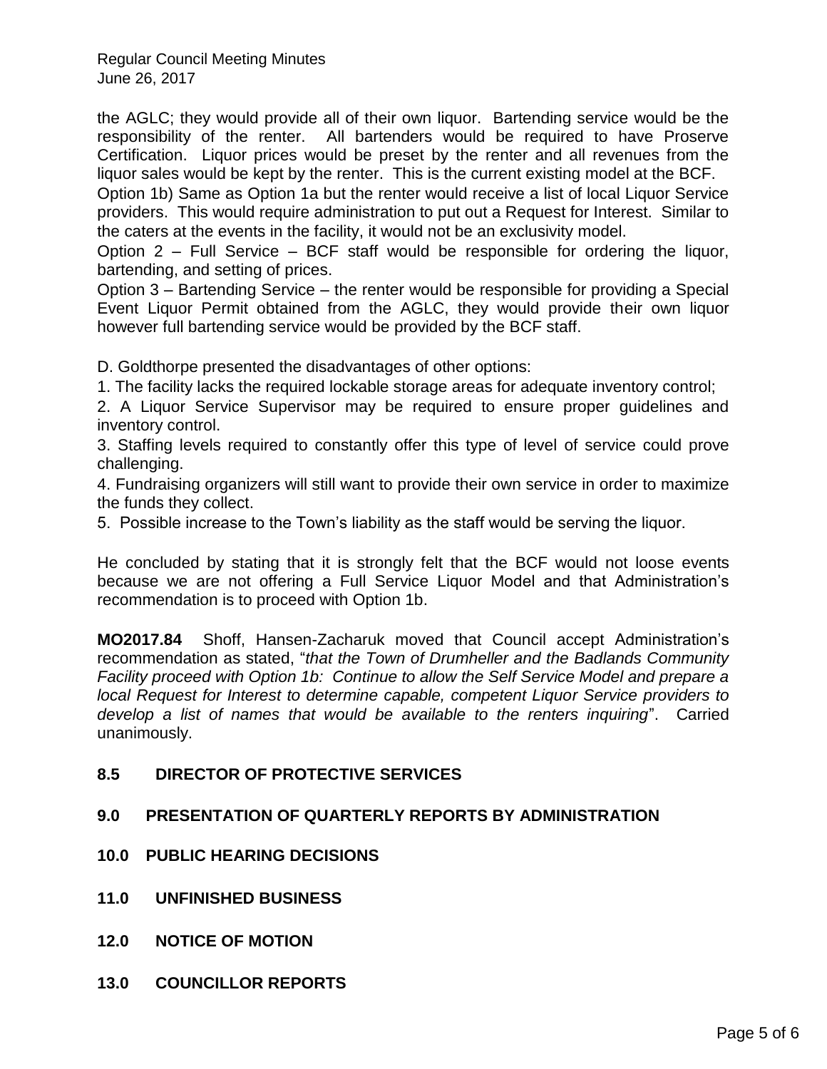the AGLC; they would provide all of their own liquor. Bartending service would be the responsibility of the renter. All bartenders would be required to have Proserve Certification. Liquor prices would be preset by the renter and all revenues from the liquor sales would be kept by the renter. This is the current existing model at the BCF.

Option 1b) Same as Option 1a but the renter would receive a list of local Liquor Service providers. This would require administration to put out a Request for Interest. Similar to the caters at the events in the facility, it would not be an exclusivity model.

Option 2 – Full Service – BCF staff would be responsible for ordering the liquor, bartending, and setting of prices.

Option 3 – Bartending Service – the renter would be responsible for providing a Special Event Liquor Permit obtained from the AGLC, they would provide their own liquor however full bartending service would be provided by the BCF staff.

D. Goldthorpe presented the disadvantages of other options:

1. The facility lacks the required lockable storage areas for adequate inventory control;
2. A Liquor Service Supervisor may be required to ensure proper guidelines and inventory control.
3. Staffing levels required to constantly offer this type of level of service could prove challenging.
4. Fundraising organizers will still want to provide their own service in order to maximize the funds they collect.
5. Possible increase to the Town's liability as the staff would be serving the liquor.

He concluded by stating that it is strongly felt that the BCF would not loose events because we are not offering a Full Service Liquor Model and that Administration's recommendation is to proceed with Option 1b.

**MO2017.84** Shoff, Hansen-Zacharuk moved that Council accept Administration's recommendation as stated, "*that the Town of Drumheller and the Badlands Community Facility proceed with Option 1b: Continue to allow the Self Service Model and prepare a local Request for Interest to determine capable, competent Liquor Service providers to develop a list of names that would be available to the renters inquiring*". Carried unanimously.

## 8.5 DIRECTOR OF PROTECTIVE SERVICES

## 9.0 PRESENTATION OF QUARTERLY REPORTS BY ADMINISTRATION

## 10.0 PUBLIC HEARING DECISIONS

## 11.0 UNFINISHED BUSINESS

## 12.0 NOTICE OF MOTION

## 13.0 COUNCILLOR REPORTS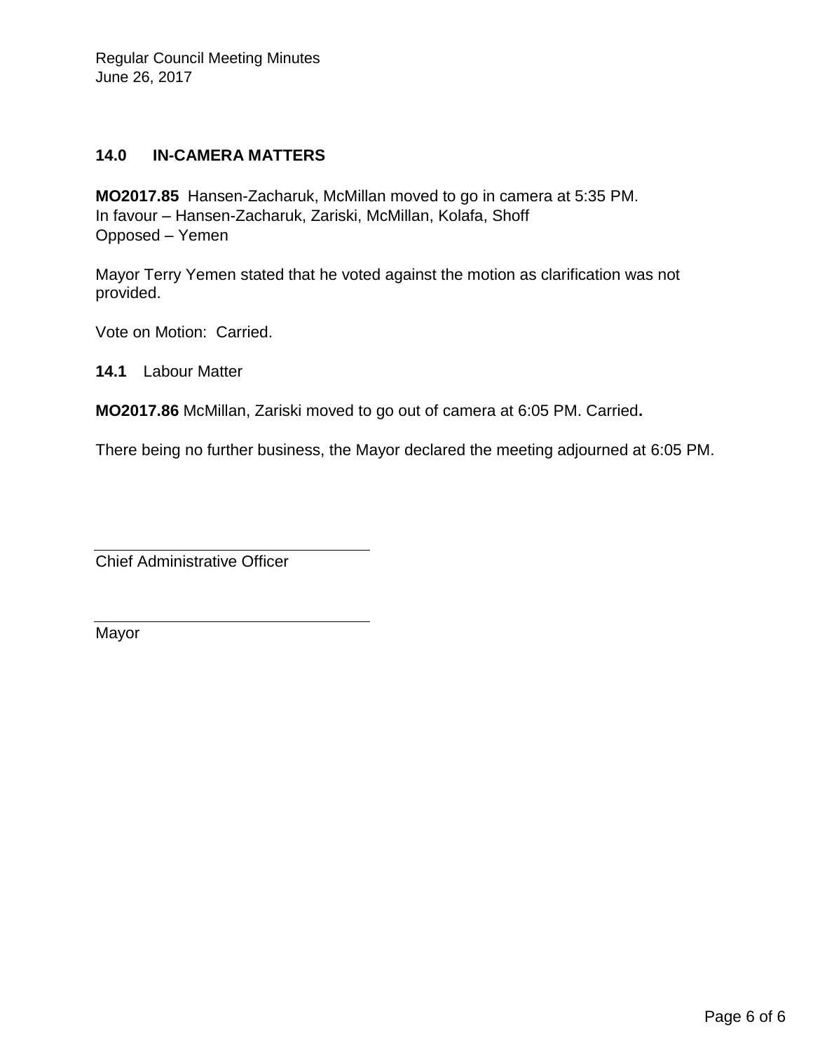## 14.0 IN-CAMERA MATTERS

**MO2017.85** Hansen-Zacharuk, McMillan moved to go in camera at 5:35 PM.
In favour – Hansen-Zacharuk, Zariski, McMillan, Kolafa, Shoff
Opposed – Yemen

Mayor Terry Yemen stated that he voted against the motion as clarification was not provided.

Vote on Motion: Carried.

**14.1** Labour Matter

**MO2017.86** McMillan, Zariski moved to go out of camera at 6:05 PM. Carried**.**

There being no further business, the Mayor declared the meeting adjourned at 6:05 PM.

Chief Administrative Officer

Mayor